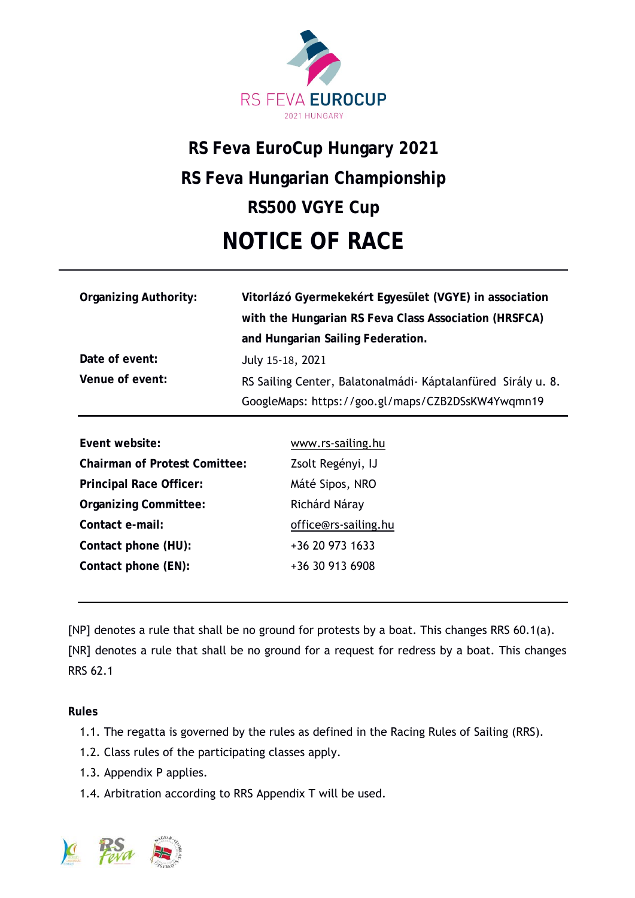RS FEVA **EUROCUP**
2021 HUNGARY

# RS Feva EuroCup Hungary 2021

# RS Feva Hungarian Championship

# RS500 VGYE Cup

# NOTICE OF RACE

| | |
|---|---|
| **Organizing Authority:** | **Vitorlázó Gyermekekért Egyesület (VGYE) in association with the Hungarian RS Feva Class Association (HRSFCA) and Hungarian Sailing Federation.** |
| **Date of event:** | July 15-18, 2021 |
| **Venue of event:** | RS Sailing Center, Balatonalmádi- Káptalanfüred Sirály u. 8. GoogleMaps: https://goo.gl/maps/CZB2DSsKW4Ywqmn19 |

| | |
|---|---|
| **Event website:** | www.rs-sailing.hu |
| **Chairman of Protest Comittee:** | Zsolt Regényi, IJ |
| **Principal Race Officer:** | Máté Sipos, NRO |
| **Organizing Committee:** | Richárd Náray |
| **Contact e-mail:** | office@rs-sailing.hu |
| **Contact phone (HU):** | +36 20 973 1633 |
| **Contact phone (EN):** | +36 30 913 6908 |

[NP] denotes a rule that shall be no ground for protests by a boat. This changes RRS 60.1(a).
[NR] denotes a rule that shall be no ground for a request for redress by a boat. This changes RRS 62.1

**Rules**

1.1. The regatta is governed by the rules as defined in the Racing Rules of Sailing (RRS).
1.2. Class rules of the participating classes apply.
1.3. Appendix P applies.
1.4. Arbitration according to RRS Appendix T will be used.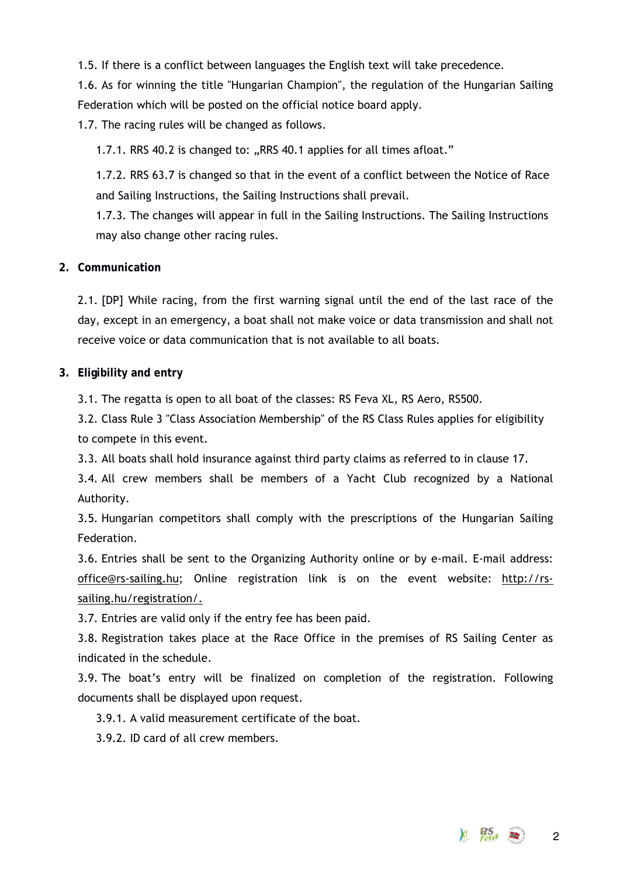1.5. If there is a conflict between languages the English text will take precedence.

1.6. As for winning the title "Hungarian Champion", the regulation of the Hungarian Sailing Federation which will be posted on the official notice board apply.

1.7. The racing rules will be changed as follows.

1.7.1. RRS 40.2 is changed to: „RRS 40.1 applies for all times afloat."

1.7.2. RRS 63.7 is changed so that in the event of a conflict between the Notice of Race and Sailing Instructions, the Sailing Instructions shall prevail.

1.7.3. The changes will appear in full in the Sailing Instructions. The Sailing Instructions may also change other racing rules.

## 2. Communication

2.1. [DP] While racing, from the first warning signal until the end of the last race of the day, except in an emergency, a boat shall not make voice or data transmission and shall not receive voice or data communication that is not available to all boats.

## 3. Eligibility and entry

3.1. The regatta is open to all boat of the classes: RS Feva XL, RS Aero, RS500.

3.2. Class Rule 3 "Class Association Membership" of the RS Class Rules applies for eligibility to compete in this event.

3.3. All boats shall hold insurance against third party claims as referred to in clause 17.

3.4. All crew members shall be members of a Yacht Club recognized by a National Authority.

3.5. Hungarian competitors shall comply with the prescriptions of the Hungarian Sailing Federation.

3.6. Entries shall be sent to the Organizing Authority online or by e-mail. E-mail address: office@rs-sailing.hu; Online registration link is on the event website: http://rs-sailing.hu/registration/.

3.7. Entries are valid only if the entry fee has been paid.

3.8. Registration takes place at the Race Office in the premises of RS Sailing Center as indicated in the schedule.

3.9. The boat's entry will be finalized on completion of the registration. Following documents shall be displayed upon request.

3.9.1. A valid measurement certificate of the boat.

3.9.2. ID card of all crew members.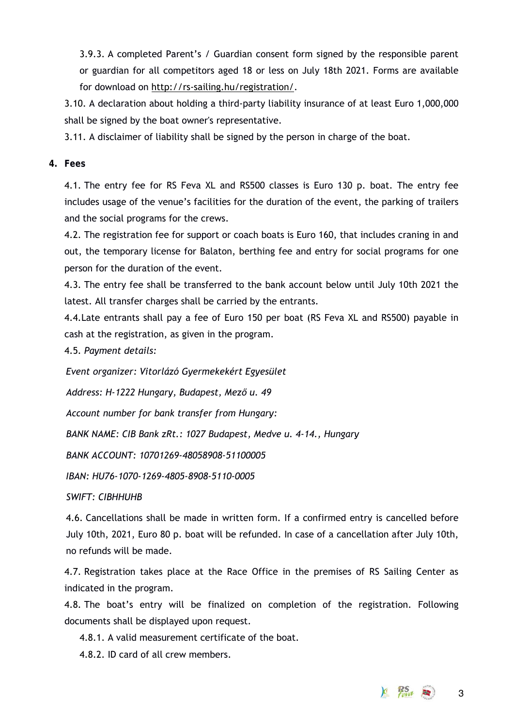3.9.3. A completed Parent's / Guardian consent form signed by the responsible parent or guardian for all competitors aged 18 or less on July 18th 2021. Forms are available for download on http://rs-sailing.hu/registration/.

3.10. A declaration about holding a third-party liability insurance of at least Euro 1,000,000 shall be signed by the boat owner's representative.

3.11. A disclaimer of liability shall be signed by the person in charge of the boat.

**4. Fees**

4.1. The entry fee for RS Feva XL and RS500 classes is Euro 130 p. boat. The entry fee includes usage of the venue's facilities for the duration of the event, the parking of trailers and the social programs for the crews.

4.2. The registration fee for support or coach boats is Euro 160, that includes craning in and out, the temporary license for Balaton, berthing fee and entry for social programs for one person for the duration of the event.

4.3. The entry fee shall be transferred to the bank account below until July 10th 2021 the latest. All transfer charges shall be carried by the entrants.

4.4.Late entrants shall pay a fee of Euro 150 per boat (RS Feva XL and RS500) payable in cash at the registration, as given in the program.

4.5. *Payment details:*

*Event organizer: Vitorlázó Gyermekekért Egyesület*

*Address: H-1222 Hungary, Budapest, Mező u. 49*

*Account number for bank transfer from Hungary:*

*BANK NAME: CIB Bank zRt.: 1027 Budapest, Medve u. 4-14., Hungary*

*BANK ACCOUNT: 10701269-48058908-51100005*

*IBAN: HU76-1070-1269-4805-8908-5110-0005*

*SWIFT: CIBHHUHB*

4.6. Cancellations shall be made in written form. If a confirmed entry is cancelled before July 10th, 2021, Euro 80 p. boat will be refunded. In case of a cancellation after July 10th, no refunds will be made.

4.7. Registration takes place at the Race Office in the premises of RS Sailing Center as indicated in the program.

4.8. The boat's entry will be finalized on completion of the registration. Following documents shall be displayed upon request.

4.8.1. A valid measurement certificate of the boat.

4.8.2. ID card of all crew members.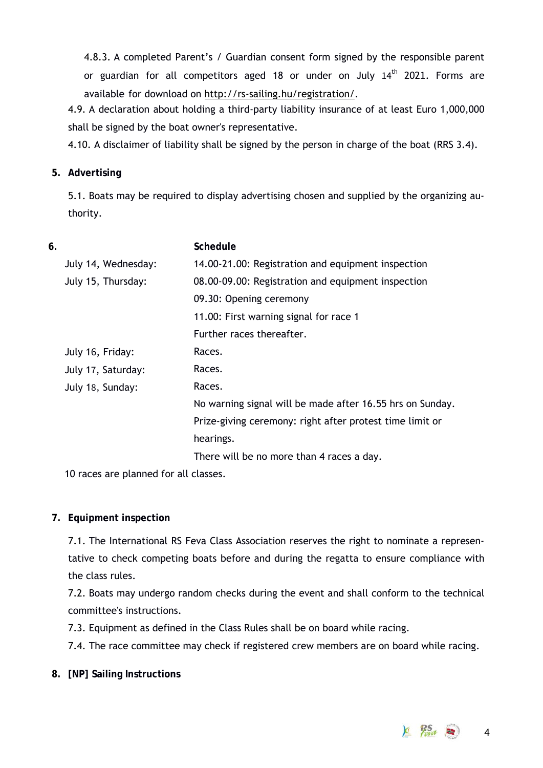4.8.3. A completed Parent's / Guardian consent form signed by the responsible parent or guardian for all competitors aged 18 or under on July 14th 2021. Forms are available for download on http://rs-sailing.hu/registration/.

4.9. A declaration about holding a third-party liability insurance of at least Euro 1,000,000 shall be signed by the boat owner's representative.

4.10. A disclaimer of liability shall be signed by the person in charge of the boat (RRS 3.4).

## 5. Advertising

5.1. Boats may be required to display advertising chosen and supplied by the organizing authority.

## 6. Schedule

| | |
|---|---|
| July 14, Wednesday: | 14.00-21.00: Registration and equipment inspection |
| July 15, Thursday: | 08.00-09.00: Registration and equipment inspection |
| | 09.30: Opening ceremony |
| | 11.00: First warning signal for race 1 |
| | Further races thereafter. |
| July 16, Friday: | Races. |
| July 17, Saturday: | Races. |
| July 18, Sunday: | Races. |
| | No warning signal will be made after 16.55 hrs on Sunday. |
| | Prize-giving ceremony: right after protest time limit or hearings. |
| | There will be no more than 4 races a day. |

10 races are planned for all classes.

## 7. Equipment inspection

7.1. The International RS Feva Class Association reserves the right to nominate a representative to check competing boats before and during the regatta to ensure compliance with the class rules.

7.2. Boats may undergo random checks during the event and shall conform to the technical committee's instructions.

7.3. Equipment as defined in the Class Rules shall be on board while racing.

7.4. The race committee may check if registered crew members are on board while racing.

## 8. [NP] Sailing Instructions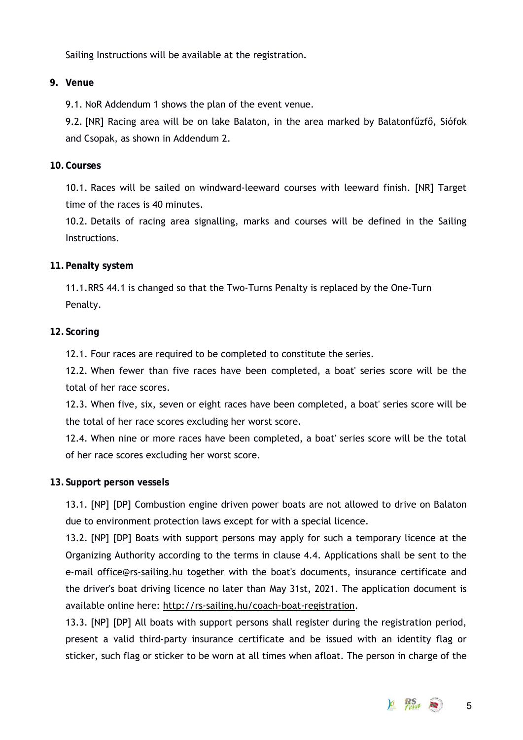Sailing Instructions will be available at the registration.

## 9. Venue

9.1. NoR Addendum 1 shows the plan of the event venue.

9.2. [NR] Racing area will be on lake Balaton, in the area marked by Balatonfűzfő, Siófok and Csopak, as shown in Addendum 2.

## 10. Courses

10.1. Races will be sailed on windward-leeward courses with leeward finish. [NR] Target time of the races is 40 minutes.

10.2. Details of racing area signalling, marks and courses will be defined in the Sailing Instructions.

## 11. Penalty system

11.1. RRS 44.1 is changed so that the Two-Turns Penalty is replaced by the One-Turn Penalty.

## 12. Scoring

12.1. Four races are required to be completed to constitute the series.

12.2. When fewer than five races have been completed, a boat' series score will be the total of her race scores.

12.3. When five, six, seven or eight races have been completed, a boat' series score will be the total of her race scores excluding her worst score.

12.4. When nine or more races have been completed, a boat' series score will be the total of her race scores excluding her worst score.

## 13. Support person vessels

13.1. [NP] [DP] Combustion engine driven power boats are not allowed to drive on Balaton due to environment protection laws except for with a special licence.

13.2. [NP] [DP] Boats with support persons may apply for such a temporary licence at the Organizing Authority according to the terms in clause 4.4. Applications shall be sent to the e-mail office@rs-sailing.hu together with the boat's documents, insurance certificate and the driver's boat driving licence no later than May 31st, 2021. The application document is available online here: http://rs-sailing.hu/coach-boat-registration.

13.3. [NP] [DP] All boats with support persons shall register during the registration period, present a valid third-party insurance certificate and be issued with an identity flag or sticker, such flag or sticker to be worn at all times when afloat. The person in charge of the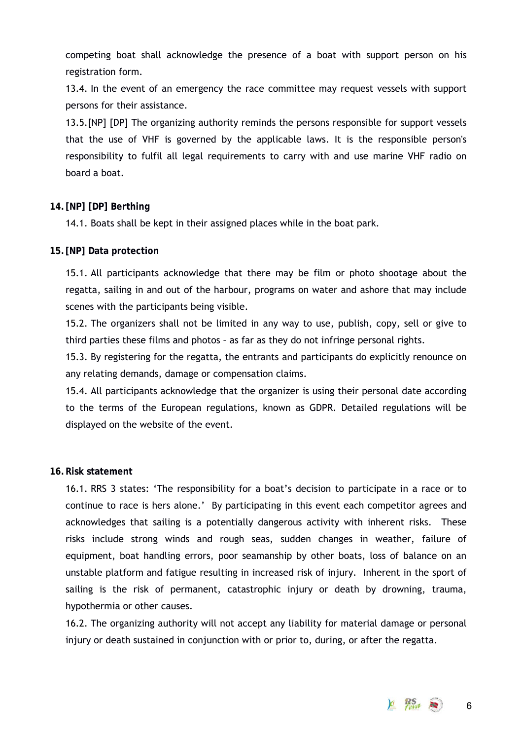competing boat shall acknowledge the presence of a boat with support person on his registration form.

13.4. In the event of an emergency the race committee may request vessels with support persons for their assistance.

13.5.[NP] [DP] The organizing authority reminds the persons responsible for support vessels that the use of VHF is governed by the applicable laws. It is the responsible person's responsibility to fulfil all legal requirements to carry with and use marine VHF radio on board a boat.

## 14. [NP] [DP] Berthing

14.1. Boats shall be kept in their assigned places while in the boat park.

## 15. [NP] Data protection

15.1. All participants acknowledge that there may be film or photo shootage about the regatta, sailing in and out of the harbour, programs on water and ashore that may include scenes with the participants being visible.

15.2. The organizers shall not be limited in any way to use, publish, copy, sell or give to third parties these films and photos – as far as they do not infringe personal rights.

15.3. By registering for the regatta, the entrants and participants do explicitly renounce on any relating demands, damage or compensation claims.

15.4. All participants acknowledge that the organizer is using their personal date according to the terms of the European regulations, known as GDPR. Detailed regulations will be displayed on the website of the event.

## 16. Risk statement

16.1. RRS 3 states: 'The responsibility for a boat's decision to participate in a race or to continue to race is hers alone.' By participating in this event each competitor agrees and acknowledges that sailing is a potentially dangerous activity with inherent risks. These risks include strong winds and rough seas, sudden changes in weather, failure of equipment, boat handling errors, poor seamanship by other boats, loss of balance on an unstable platform and fatigue resulting in increased risk of injury. Inherent in the sport of sailing is the risk of permanent, catastrophic injury or death by drowning, trauma, hypothermia or other causes.

16.2. The organizing authority will not accept any liability for material damage or personal injury or death sustained in conjunction with or prior to, during, or after the regatta.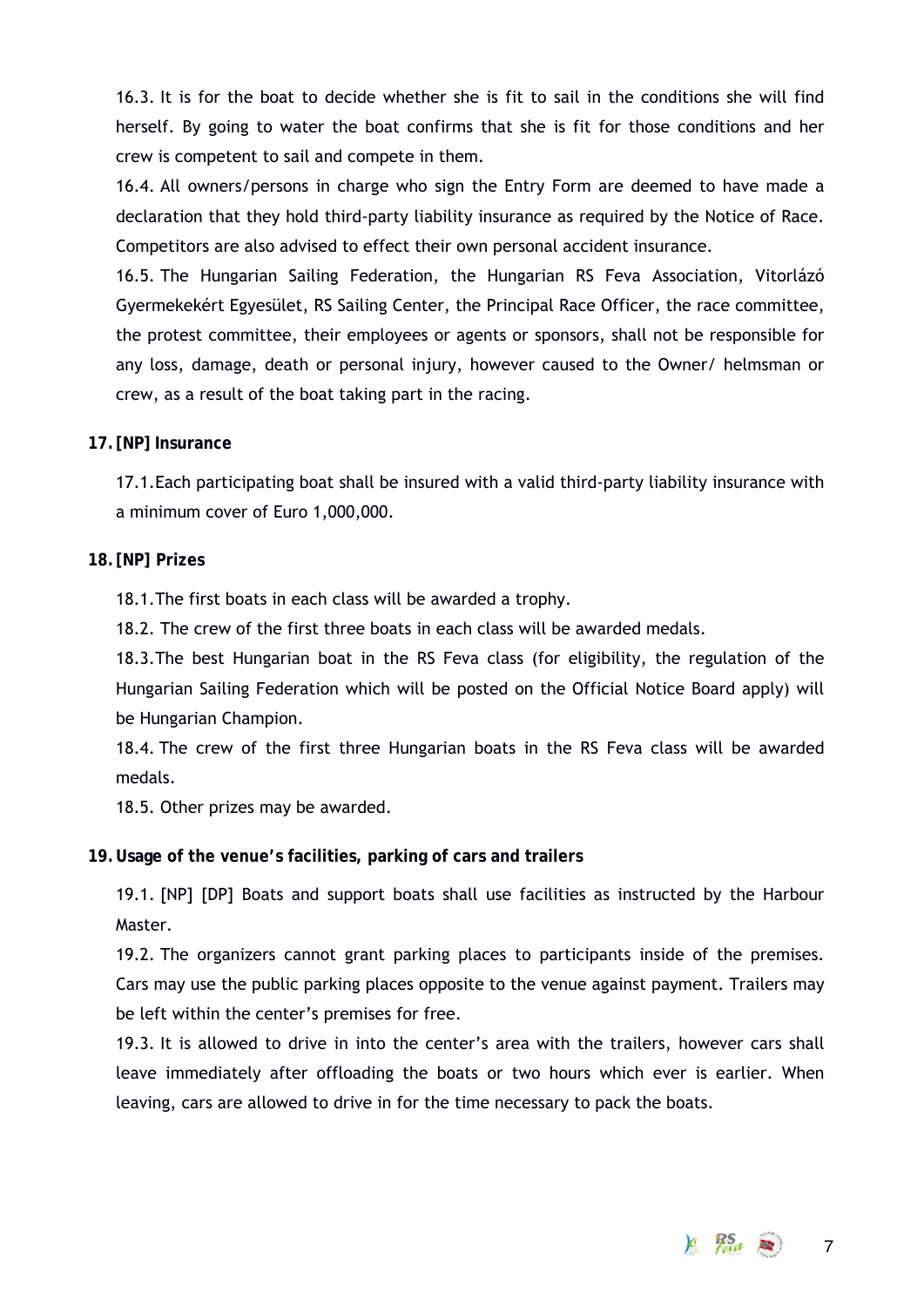16.3. It is for the boat to decide whether she is fit to sail in the conditions she will find herself. By going to water the boat confirms that she is fit for those conditions and her crew is competent to sail and compete in them.

16.4. All owners/persons in charge who sign the Entry Form are deemed to have made a declaration that they hold third-party liability insurance as required by the Notice of Race. Competitors are also advised to effect their own personal accident insurance.

16.5. The Hungarian Sailing Federation, the Hungarian RS Feva Association, Vitorlázó Gyermekekért Egyesület, RS Sailing Center, the Principal Race Officer, the race committee, the protest committee, their employees or agents or sponsors, shall not be responsible for any loss, damage, death or personal injury, however caused to the Owner/ helmsman or crew, as a result of the boat taking part in the racing.

**17. [NP] Insurance**

17.1. Each participating boat shall be insured with a valid third-party liability insurance with a minimum cover of Euro 1,000,000.

**18. [NP] Prizes**

18.1. The first boats in each class will be awarded a trophy.

18.2. The crew of the first three boats in each class will be awarded medals.

18.3. The best Hungarian boat in the RS Feva class (for eligibility, the regulation of the Hungarian Sailing Federation which will be posted on the Official Notice Board apply) will be Hungarian Champion.

18.4. The crew of the first three Hungarian boats in the RS Feva class will be awarded medals.

18.5. Other prizes may be awarded.

**19. Usage of the venue's facilities, parking of cars and trailers**

19.1. [NP] [DP] Boats and support boats shall use facilities as instructed by the Harbour Master.

19.2. The organizers cannot grant parking places to participants inside of the premises. Cars may use the public parking places opposite to the venue against payment. Trailers may be left within the center's premises for free.

19.3. It is allowed to drive in into the center's area with the trailers, however cars shall leave immediately after offloading the boats or two hours which ever is earlier. When leaving, cars are allowed to drive in for the time necessary to pack the boats.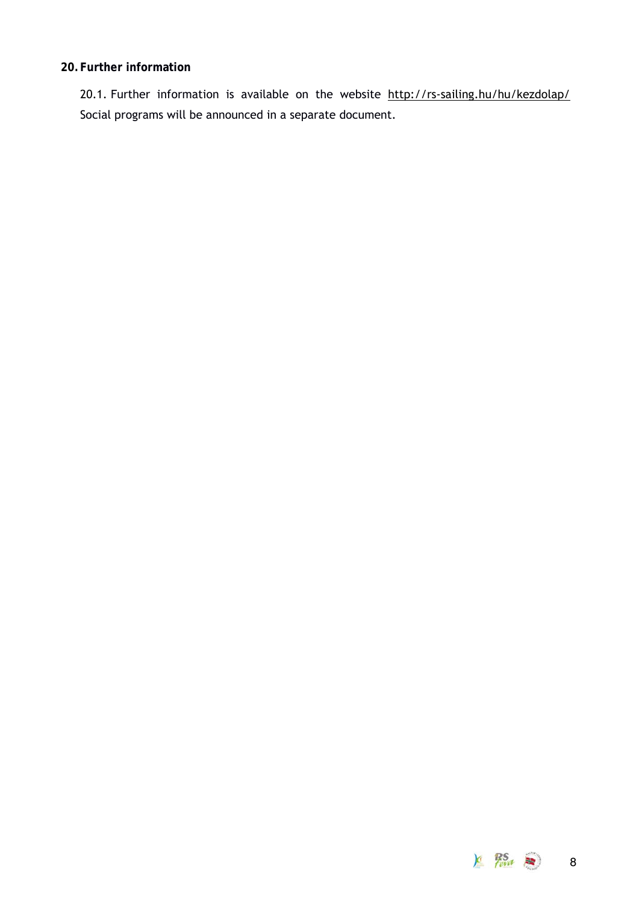## 20. Further information

20.1. Further information is available on the website http://rs-sailing.hu/hu/kezdolap/
Social programs will be announced in a separate document.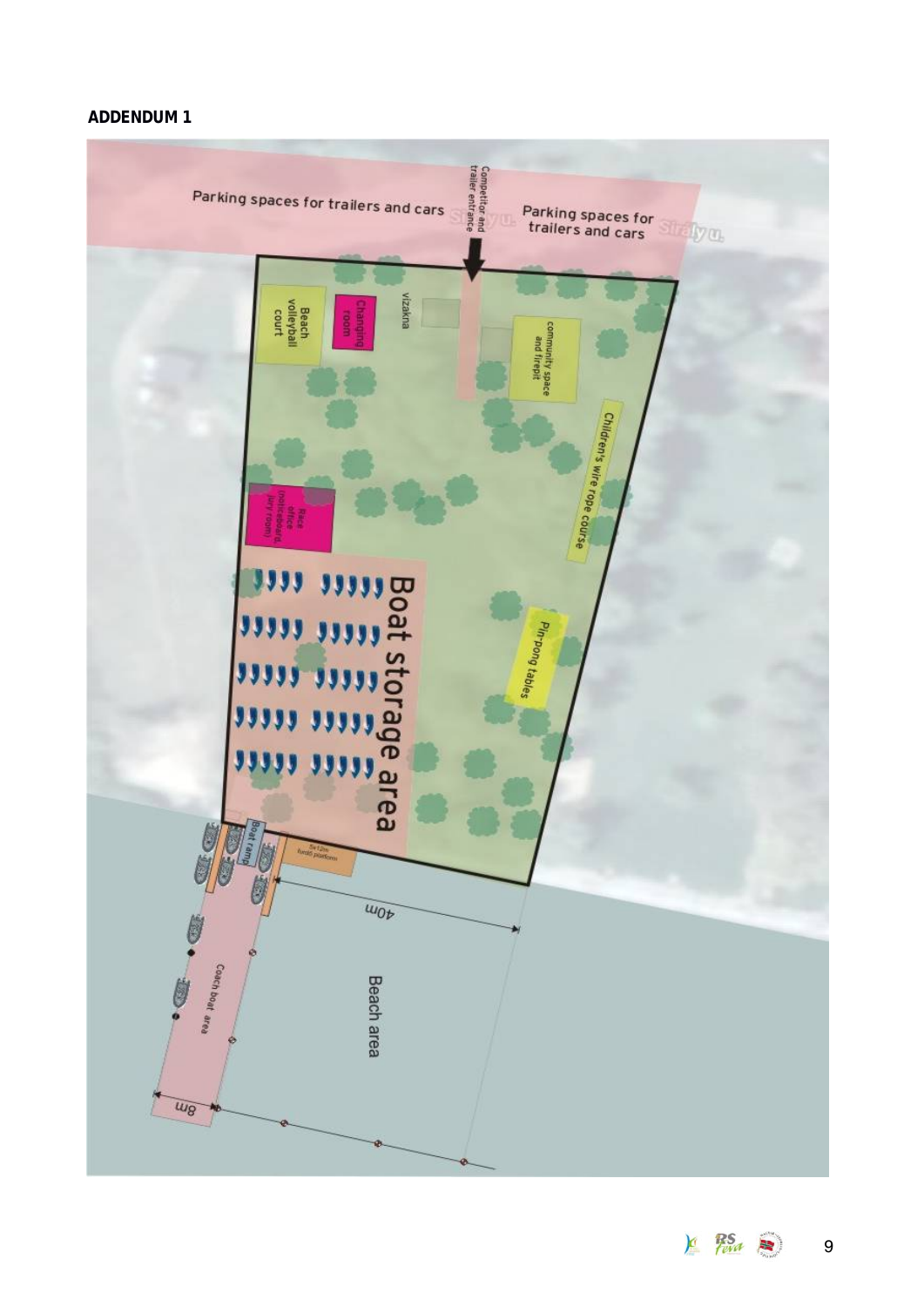**ADDENDUM 1**

Parking spaces for trailers and cars

Competitor and trailer entrance

Parking spaces for trailers and cars

Király u.

Beach volleyball court

Changing room

vizakna

community space and firepit

Children's wire rope course

Race office (noticeboard, jury room)

Boat storage area

Pin-pong tables

Boat ramp

5x12m fordó platform

40m

Coach boat area

Beach area

8m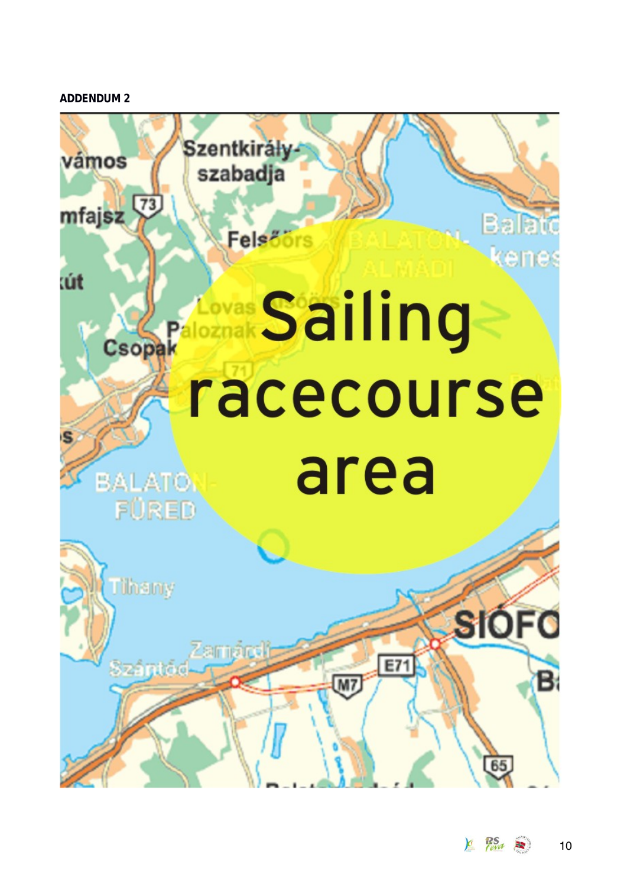ADDENDUM 2

vámos
mfajsz
kút
Szentkirály-
szabadja
73
Felsőörs
Lovas
Alsóörs
Paloznak
Csopak
71
BALATON-
ALMÁDI
Balat
kenes
BALATON-
FÜRED
Tihany
Zamárdi
Szántód
M7
E71
SIÓFO
65

Sailing racecourse area